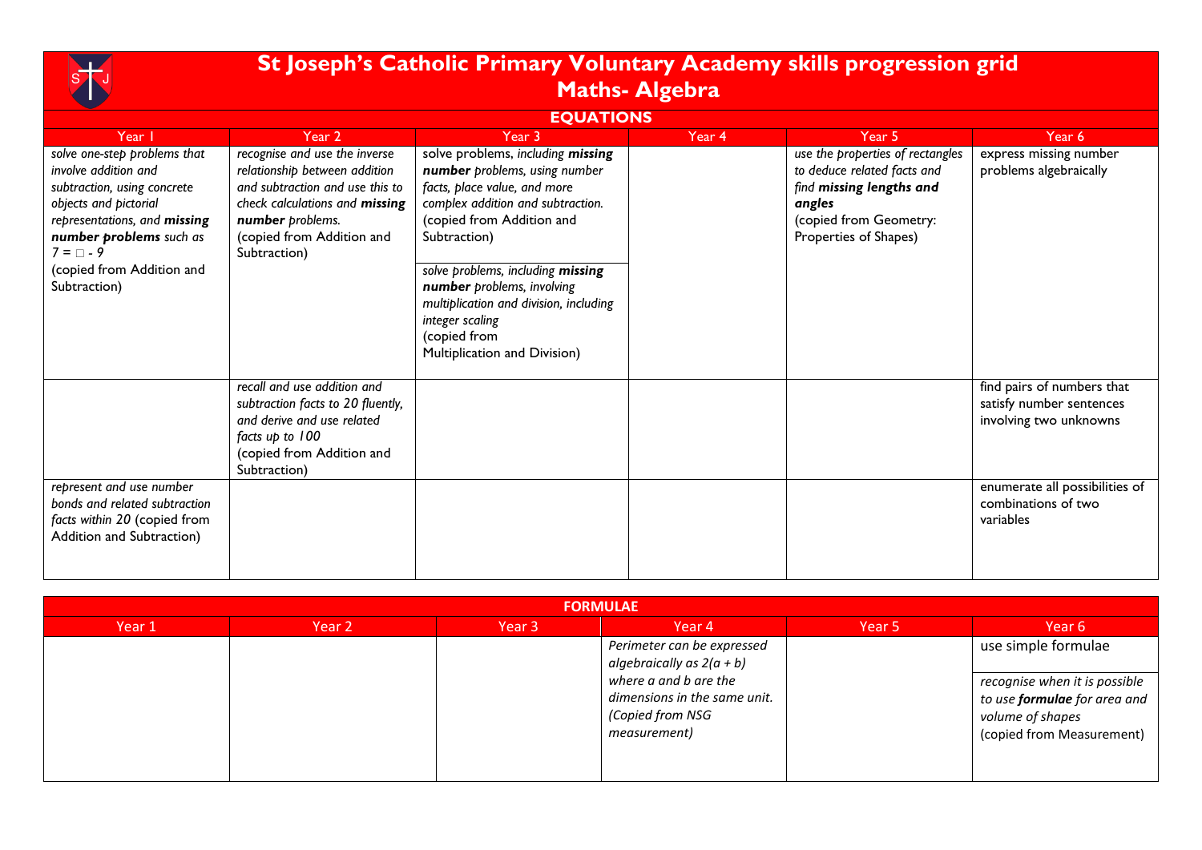# St Joseph's Catholic Primary Voluntary Academy skills progression grid
## Maths- Algebra

### EQUATIONS

| Year 1 | Year 2 | Year 3 | Year 4 | Year 5 | Year 6 |
|---|---|---|---|---|---|
| *solve one-step problems that involve addition and subtraction, using concrete objects and pictorial representations, and **missing number problems** such as 7 = □ - 9* (copied from Addition and Subtraction) | *recognise and use the inverse relationship between addition and subtraction and use this to check calculations and **missing number** problems.* (copied from Addition and Subtraction) | solve problems, *including **missing number** problems, using number facts, place value, and more complex addition and subtraction.* (copied from Addition and Subtraction)<br><br>*solve problems, including **missing number** problems, involving multiplication and division, including integer scaling* (copied from Multiplication and Division) | | *use the properties of rectangles to deduce related facts and find **missing lengths and angles*** (copied from Geometry: Properties of Shapes) | express missing number problems algebraically |
| | *recall and use addition and subtraction facts to 20 fluently, and derive and use related facts up to 100* (copied from Addition and Subtraction) | | | | find pairs of numbers that satisfy number sentences involving two unknowns |
| *represent and use number bonds and related subtraction facts within 20* (copied from Addition and Subtraction) | | | | | enumerate all possibilities of combinations of two variables |

### FORMULAE

| Year 1 | Year 2 | Year 3 | Year 4 | Year 5 | Year 6 |
|---|---|---|---|---|---|
| | | | *Perimeter can be expressed algebraically as 2(a + b) where a and b are the dimensions in the same unit. (Copied from NSG measurement)* | | use simple formulae<br><br>*recognise when it is possible to use **formulae** for area and volume of shapes* (copied from Measurement) |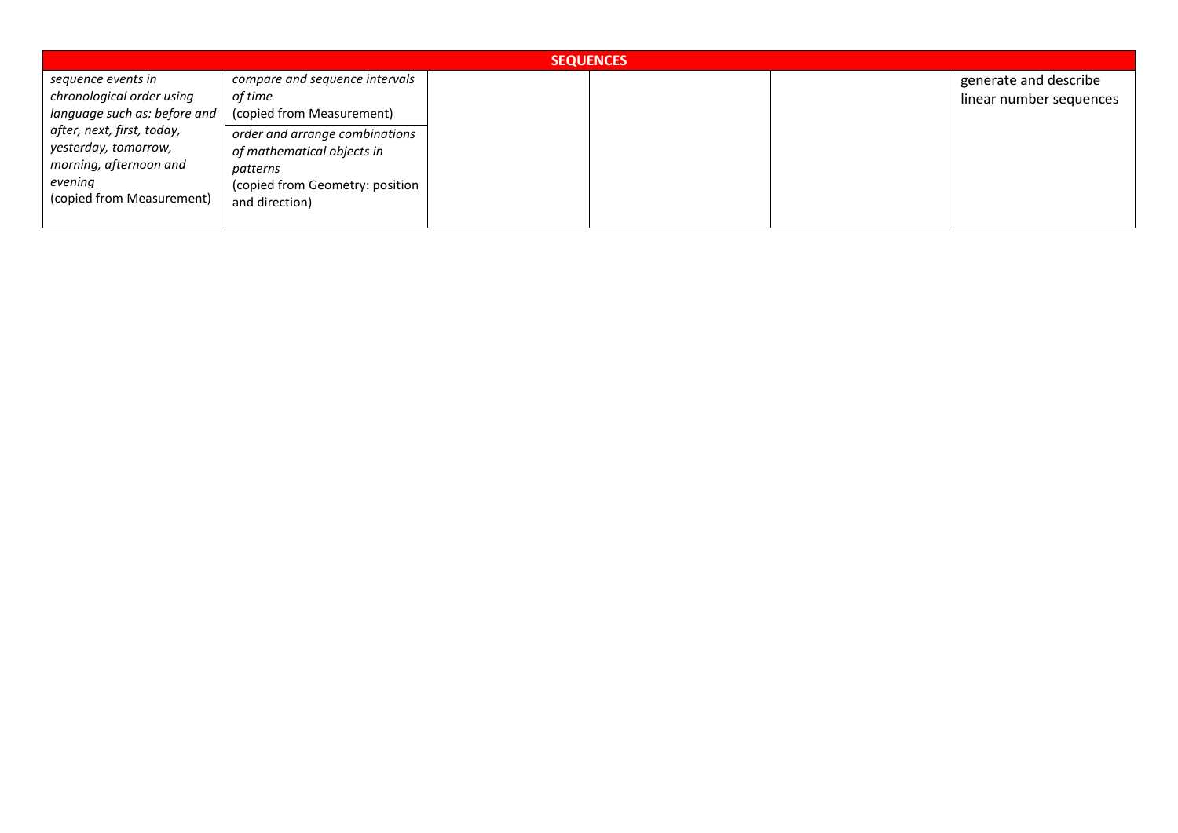| SEQUENCES | | | | | |
|---|---|---|---|---|---|
| *sequence events in chronological order using language such as: before and after, next, first, today, yesterday, tomorrow, morning, afternoon and evening* (copied from Measurement) | *compare and sequence intervals of time* (copied from Measurement)<br>*order and arrange combinations of mathematical objects in patterns* (copied from Geometry: position and direction) | | | | generate and describe linear number sequences |